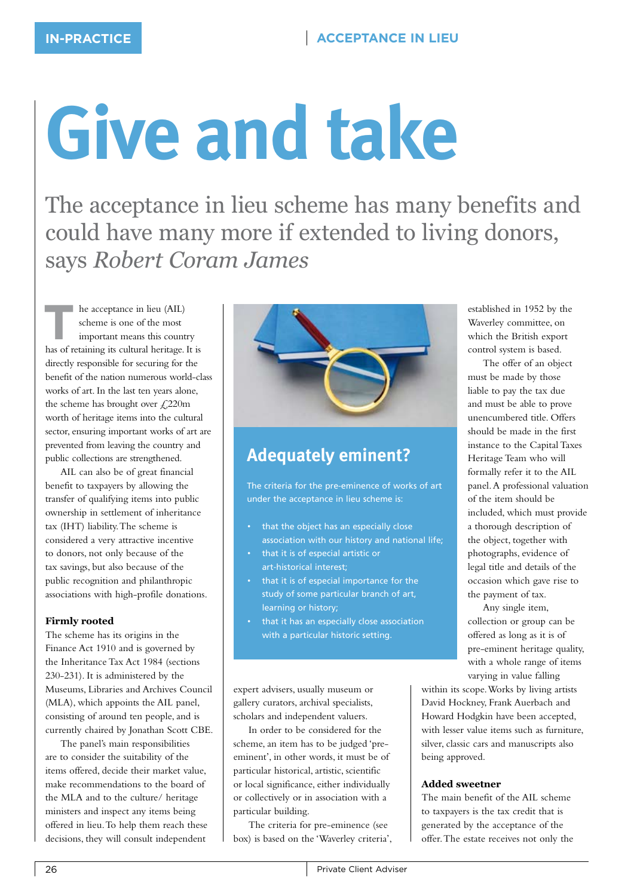# Give and take

## The acceptance in lieu scheme has many benefits and could have many more if extended to living donors, says *Robert Coram James*

The acceptance in lieu (AIL) scheme is one of the most important means this country has of retaining its cultural heritage. It is directly responsible for securing for the benefit of the nation numerous world-class works of art. In the last ten years alone, the scheme has brought over £220m worth of heritage items into the cultural sector, ensuring important works of art are prevented from leaving the country and public collections are strengthened.

AIL can also be of great financial benefit to taxpayers by allowing the transfer of qualifying items into public ownership in settlement of inheritance tax (IHT) liability. The scheme is considered a very attractive incentive to donors, not only because of the tax savings, but also because of the public recognition and philanthropic associations with high-profile donations.

### Firmly rooted

The scheme has its origins in the Finance Act 1910 and is governed by the Inheritance Tax Act 1984 (sections 230-231). It is administered by the Museums, Libraries and Archives Council (MLA), which appoints the AIL panel, consisting of around ten people, and is currently chaired by Jonathan Scott CBE.

The panel's main responsibilities are to consider the suitability of the items offered, decide their market value, make recommendations to the board of the MLA and to the culture/ heritage ministers and inspect any items being offered in lieu. To help them reach these decisions, they will consult independent expert advisers, usually museum or gallery curators, archival specialists, scholars and independent valuers.

In order to be considered for the scheme, an item has to be judged 'pre-eminent', in other words, it must be of particular historical, artistic, scientific or local significance, either individually or collectively or in association with a particular building.

The criteria for pre-eminence (see box) is based on the 'Waverley criteria', established in 1952 by the Waverley committee, on which the British export control system is based.

> **Adequately eminent?**
>
> The criteria for the pre-eminence of works of art under the acceptance in lieu scheme is:
>
> - that the object has an especially close association with our history and national life;
> - that it is of especial artistic or art-historical interest;
> - that it is of especial importance for the study of some particular branch of art, learning or history;
> - that it has an especially close association with a particular historic setting.

The offer of an object must be made by those liable to pay the tax due and must be able to prove unencumbered title. Offers should be made in the first instance to the Capital Taxes Heritage Team who will formally refer it to the AIL panel. A professional valuation of the item should be included, which must provide a thorough description of the object, together with photographs, evidence of legal title and details of the occasion which gave rise to the payment of tax.

Any single item, collection or group can be offered as long as it is of pre-eminent heritage quality, with a whole range of items varying in value falling within its scope. Works by living artists David Hockney, Frank Auerbach and Howard Hodgkin have been accepted, with lesser value items such as furniture, silver, classic cars and manuscripts also being approved.

### Added sweetner

The main benefit of the AIL scheme to taxpayers is the tax credit that is generated by the acceptance of the offer. The estate receives not only the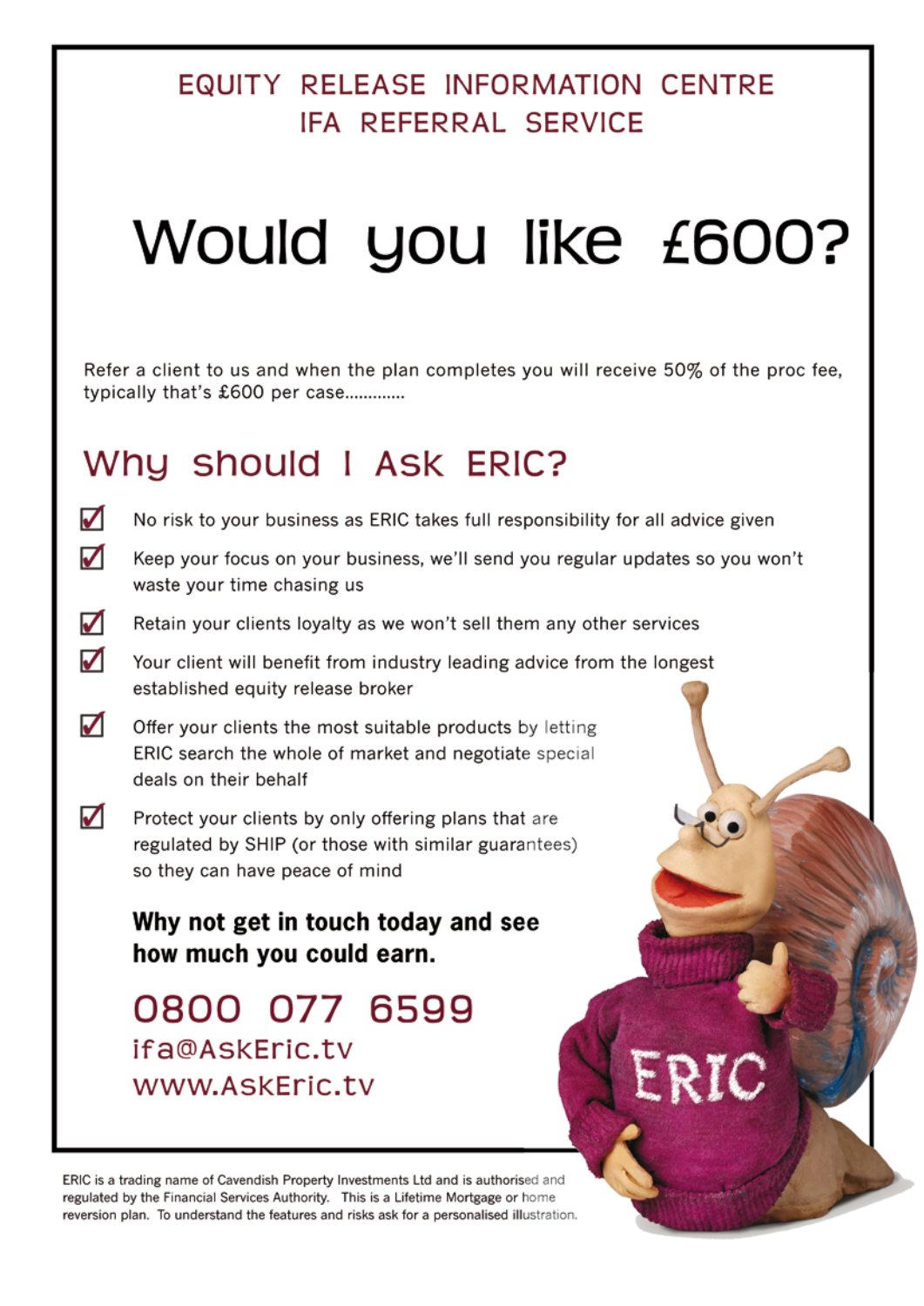# EQUITY RELEASE INFORMATION CENTRE
## IFA REFERRAL SERVICE

# Would you like £600?

Refer a client to us and when the plan completes you will receive 50% of the proc fee, typically that's £600 per case............

## Why should I Ask ERIC?

- ☑ No risk to your business as ERIC takes full responsibility for all advice given
- ☑ Keep your focus on your business, we'll send you regular updates so you won't waste your time chasing us
- ☑ Retain your clients loyalty as we won't sell them any other services
- ☑ Your client will benefit from industry leading advice from the longest established equity release broker
- ☑ Offer your clients the most suitable products by letting ERIC search the whole of market and negotiate special deals on their behalf
- ☑ Protect your clients by only offering plans that are regulated by SHIP (or those with similar guarantees) so they can have peace of mind

**Why not get in touch today and see how much you could earn.**

0800 077 6599

ifa@AskEric.tv

www.AskEric.tv

ERIC is a trading name of Cavendish Property Investments Ltd and is authorised and regulated by the Financial Services Authority. This is a Lifetime Mortgage or home reversion plan. To understand the features and risks ask for a personalised illustration.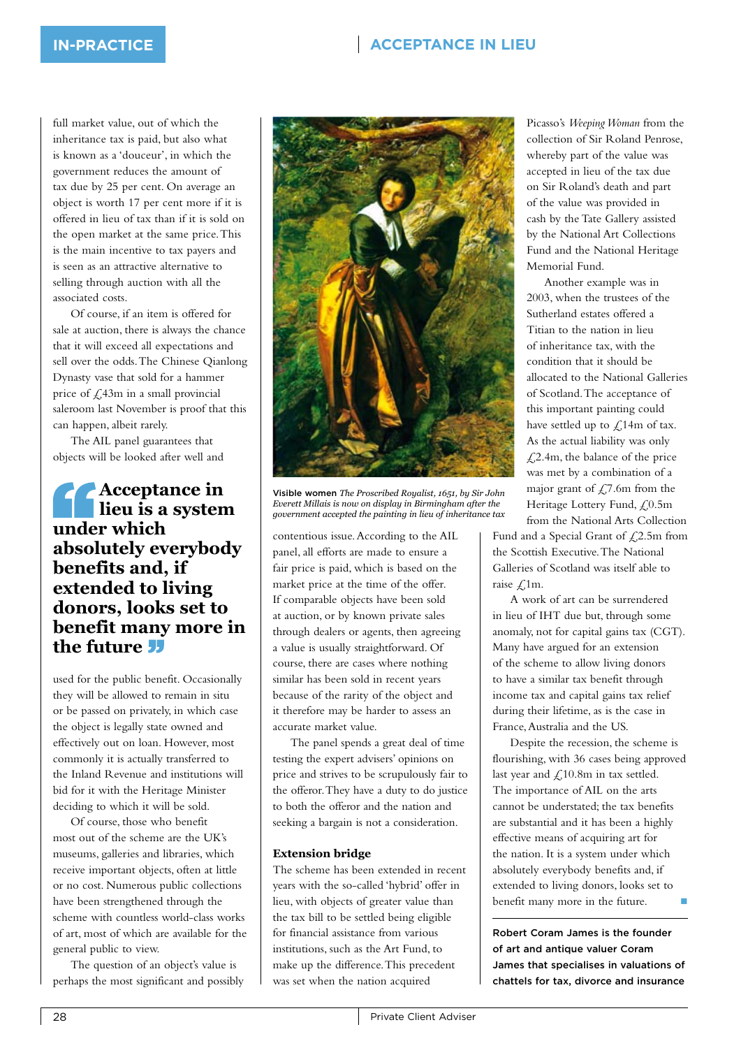full market value, out of which the inheritance tax is paid, but also what is known as a 'douceur', in which the government reduces the amount of tax due by 25 per cent. On average an object is worth 17 per cent more if it is offered in lieu of tax than if it is sold on the open market at the same price. This is the main incentive to tax payers and is seen as an attractive alternative to selling through auction with all the associated costs.

Of course, if an item is offered for sale at auction, there is always the chance that it will exceed all expectations and sell over the odds. The Chinese Qianlong Dynasty vase that sold for a hammer price of £43m in a small provincial saleroom last November is proof that this can happen, albeit rarely.

The AIL panel guarantees that objects will be looked after well and used for the public benefit. Occasionally they will be allowed to remain in situ or be passed on privately, in which case the object is legally state owned and effectively out on loan. However, most commonly it is actually transferred to the Inland Revenue and institutions will bid for it with the Heritage Minister deciding to which it will be sold.

> **Acceptance in lieu is a system under which absolutely everybody benefits and, if extended to living donors, looks set to benefit many more in the future**

Of course, those who benefit most out of the scheme are the UK's museums, galleries and libraries, which receive important objects, often at little or no cost. Numerous public collections have been strengthened through the scheme with countless world-class works of art, most of which are available for the general public to view.

The question of an object's value is perhaps the most significant and possibly contentious issue. According to the AIL panel, all efforts are made to ensure a fair price is paid, which is based on the market price at the time of the offer. If comparable objects have been sold at auction, or by known private sales through dealers or agents, then agreeing a value is usually straightforward. Of course, there are cases where nothing similar has been sold in recent years because of the rarity of the object and it therefore may be harder to assess an accurate market value.

**Visible women** *The Proscribed Royalist, 1651, by Sir John Everett Millais is now on display in Birmingham after the government accepted the painting in lieu of inheritance tax*

The panel spends a great deal of time testing the expert advisers' opinions on price and strives to be scrupulously fair to the offeror. They have a duty to do justice to both the offeror and the nation and seeking a bargain is not a consideration.

### Extension bridge

The scheme has been extended in recent years with the so-called 'hybrid' offer in lieu, with objects of greater value than the tax bill to be settled being eligible for financial assistance from various institutions, such as the Art Fund, to make up the difference. This precedent was set when the nation acquired Picasso's *Weeping Woman* from the collection of Sir Roland Penrose, whereby part of the value was accepted in lieu of the tax due on Sir Roland's death and part of the value was provided in cash by the Tate Gallery assisted by the National Art Collections Fund and the National Heritage Memorial Fund.

Another example was in 2003, when the trustees of the Sutherland estates offered a Titian to the nation in lieu of inheritance tax, with the condition that it should be allocated to the National Galleries of Scotland. The acceptance of this important painting could have settled up to £14m of tax. As the actual liability was only £2.4m, the balance of the price was met by a combination of a major grant of £7.6m from the Heritage Lottery Fund, £0.5m from the National Arts Collection Fund and a Special Grant of £2.5m from the Scottish Executive. The National Galleries of Scotland was itself able to raise £1m.

A work of art can be surrendered in lieu of IHT due but, through some anomaly, not for capital gains tax (CGT). Many have argued for an extension of the scheme to allow living donors to have a similar tax benefit through income tax and capital gains tax relief during their lifetime, as is the case in France, Australia and the US.

Despite the recession, the scheme is flourishing, with 36 cases being approved last year and £10.8m in tax settled. The importance of AIL on the arts cannot be understated; the tax benefits are substantial and it has been a highly effective means of acquiring art for the nation. It is a system under which absolutely everybody benefits and, if extended to living donors, looks set to benefit many more in the future. ■

**Robert Coram James is the founder of art and antique valuer Coram James that specialises in valuations of chattels for tax, divorce and insurance**